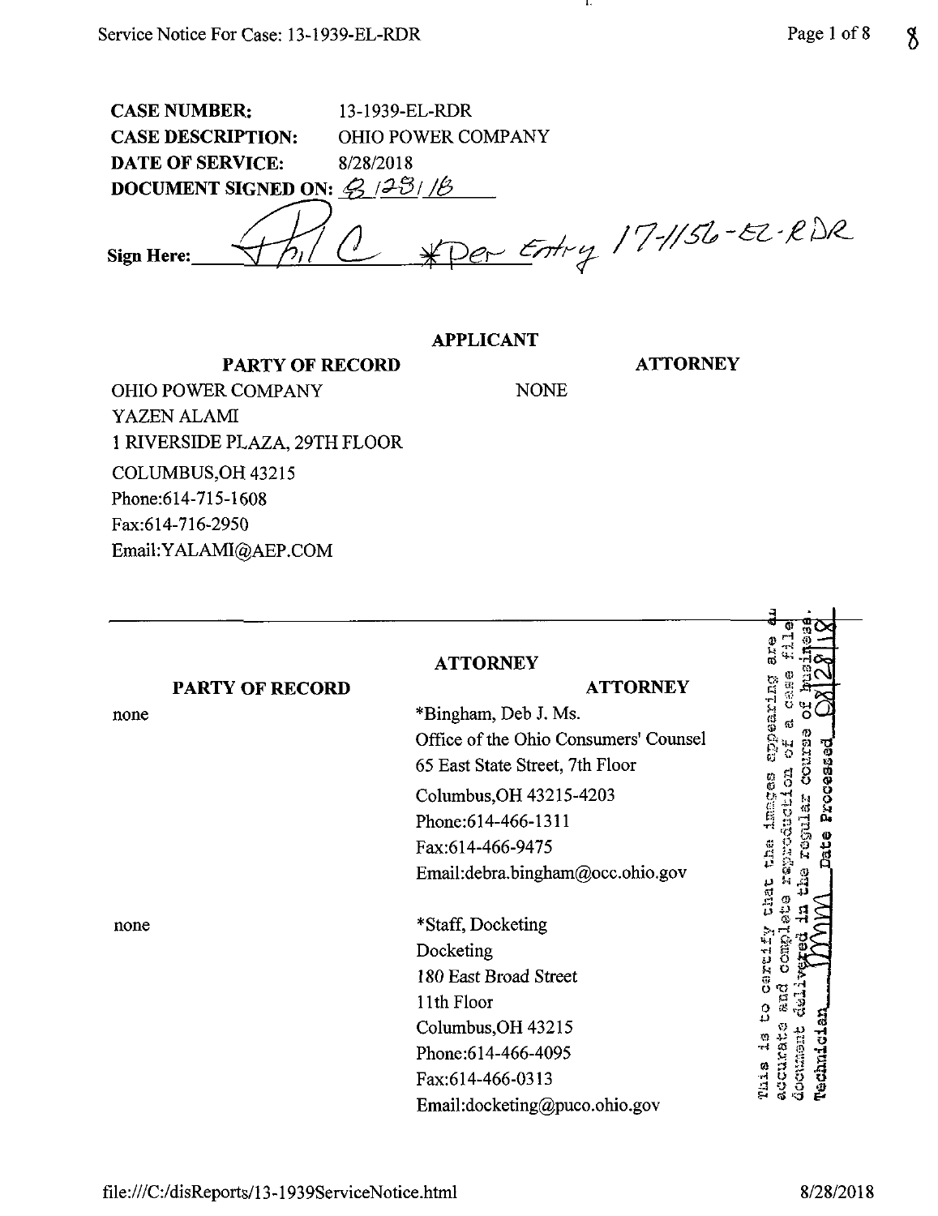**CASE NUMBER:** 13-1939-EL-RDR
**CASE DESCRIPTION:** OHIO POWER COMPANY
**DATE OF SERVICE:** 8/28/2018
**DOCUMENT SIGNED ON:** 8/28/18

**Sign Here:** Phil C *Per Entry 17-1156-EL-RDR

## APPLICANT

| PARTY OF RECORD | ATTORNEY |
|---|---|
| OHIO POWER COMPANY<br>YAZEN ALAMI<br>1 RIVERSIDE PLAZA, 29TH FLOOR<br>COLUMBUS,OH 43215<br>Phone:614-715-1608<br>Fax:614-716-2950<br>Email:YALAMI@AEP.COM | NONE |

## ATTORNEY

| PARTY OF RECORD | ATTORNEY |
|---|---|
| none | *Bingham, Deb J. Ms.<br>Office of the Ohio Consumers' Counsel<br>65 East State Street, 7th Floor<br>Columbus,OH 43215-4203<br>Phone:614-466-1311<br>Fax:614-466-9475<br>Email:debra.bingham@occ.ohio.gov |
| none | *Staff, Docketing<br>Docketing<br>180 East Broad Street<br>11th Floor<br>Columbus,OH 43215<br>Phone:614-466-4095<br>Fax:614-466-0313<br>Email:docketing@puco.ohio.gov |

This is to certify that the images appearing are an accurate and complete reproduction of a case file document delivered in the regular course of business. Technician MM Date Processed 08/28/18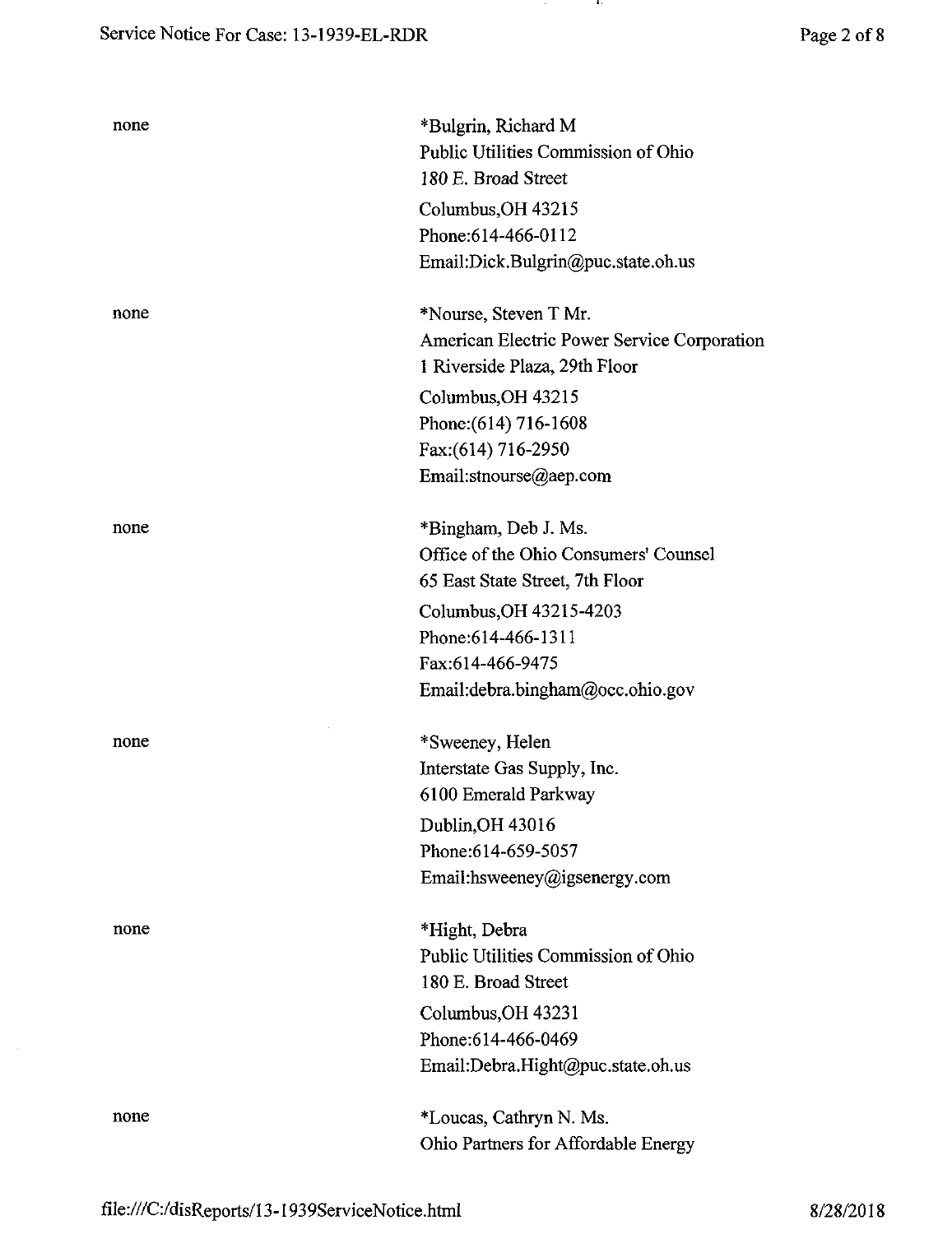| | |
|---|---|
| none | *Bulgrin, Richard M<br>Public Utilities Commission of Ohio<br>180 E. Broad Street<br>Columbus,OH 43215<br>Phone:614-466-0112<br>Email:Dick.Bulgrin@puc.state.oh.us |
| none | *Nourse, Steven T Mr.<br>American Electric Power Service Corporation<br>1 Riverside Plaza, 29th Floor<br>Columbus,OH 43215<br>Phone:(614) 716-1608<br>Fax:(614) 716-2950<br>Email:stnourse@aep.com |
| none | *Bingham, Deb J. Ms.<br>Office of the Ohio Consumers' Counsel<br>65 East State Street, 7th Floor<br>Columbus,OH 43215-4203<br>Phone:614-466-1311<br>Fax:614-466-9475<br>Email:debra.bingham@occ.ohio.gov |
| none | *Sweeney, Helen<br>Interstate Gas Supply, Inc.<br>6100 Emerald Parkway<br>Dublin,OH 43016<br>Phone:614-659-5057<br>Email:hsweeney@igsenergy.com |
| none | *Hight, Debra<br>Public Utilities Commission of Ohio<br>180 E. Broad Street<br>Columbus,OH 43231<br>Phone:614-466-0469<br>Email:Debra.Hight@puc.state.oh.us |
| none | *Loucas, Cathryn N. Ms.<br>Ohio Partners for Affordable Energy |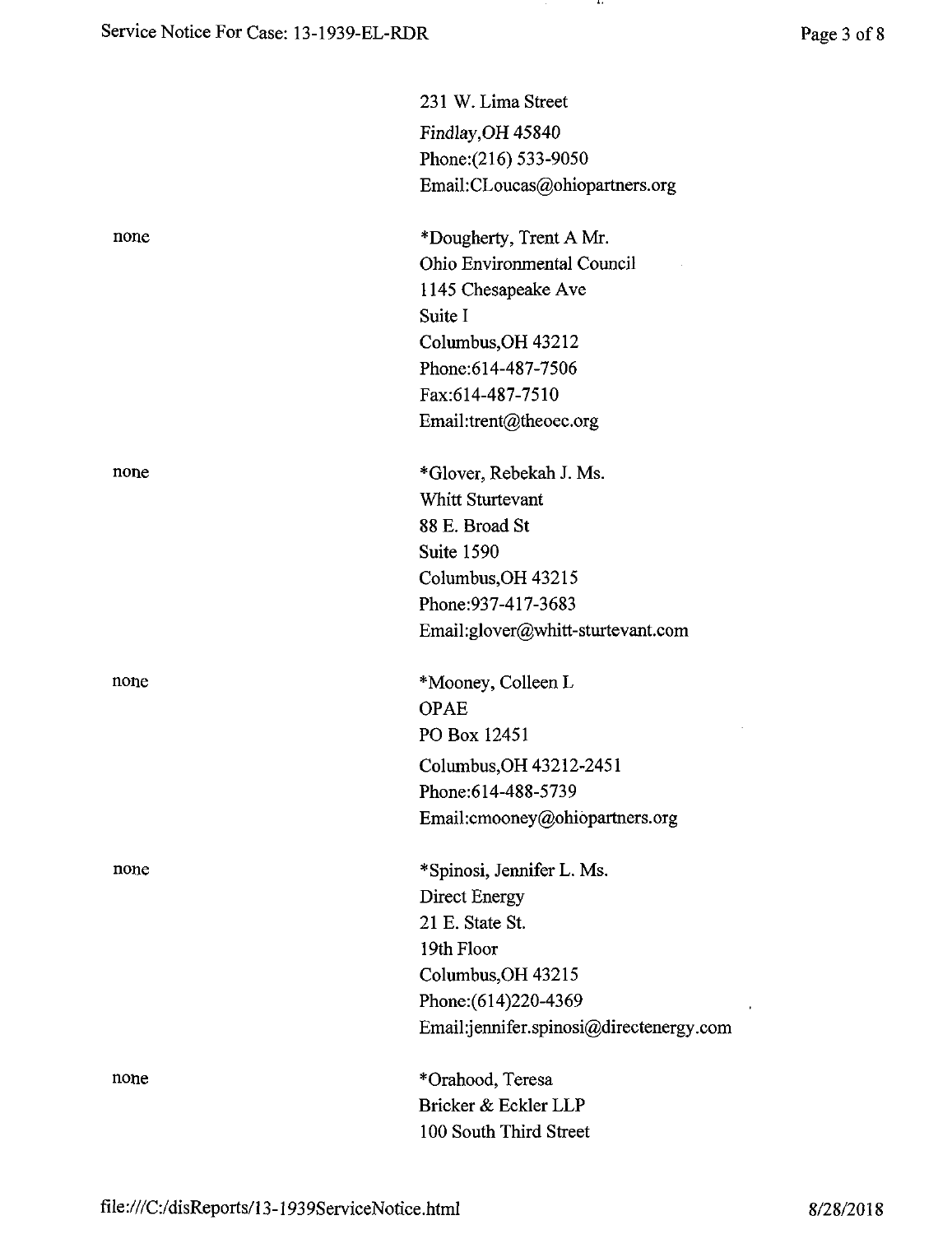231 W. Lima Street
Findlay,OH 45840
Phone:(216) 533-9050
Email:CLoucas@ohiopartners.org

| | |
|---|---|
| none | *Dougherty, Trent A Mr.<br>Ohio Environmental Council<br>1145 Chesapeake Ave<br>Suite I<br>Columbus,OH 43212<br>Phone:614-487-7506<br>Fax:614-487-7510<br>Email:trent@theoec.org |
| none | *Glover, Rebekah J. Ms.<br>Whitt Sturtevant<br>88 E. Broad St<br>Suite 1590<br>Columbus,OH 43215<br>Phone:937-417-3683<br>Email:glover@whitt-sturtevant.com |
| none | *Mooney, Colleen L<br>OPAE<br>PO Box 12451<br>Columbus,OH 43212-2451<br>Phone:614-488-5739<br>Email:cmooney@ohiopartners.org |
| none | *Spinosi, Jennifer L. Ms.<br>Direct Energy<br>21 E. State St.<br>19th Floor<br>Columbus,OH 43215<br>Phone:(614)220-4369<br>Email:jennifer.spinosi@directenergy.com |
| none | *Orahood, Teresa<br>Bricker & Eckler LLP<br>100 South Third Street |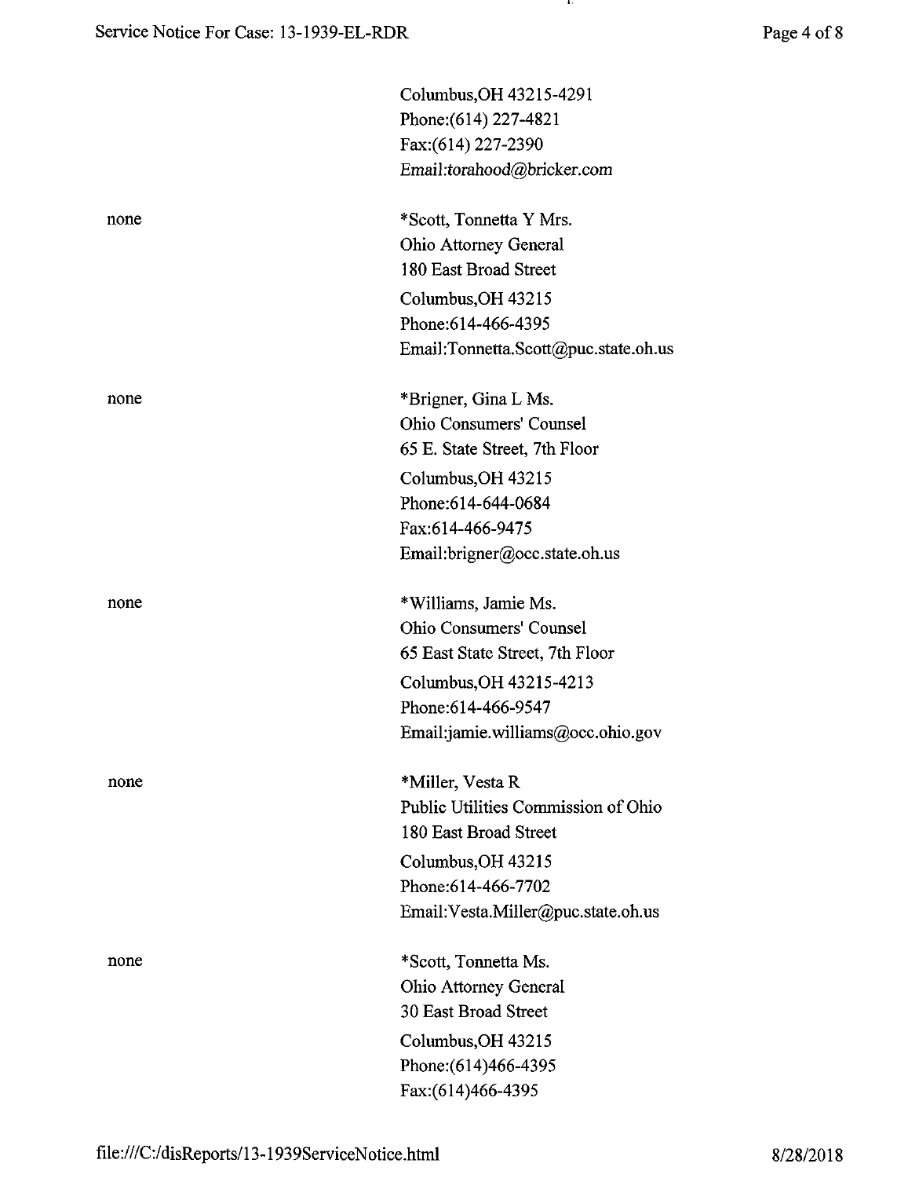Columbus,OH 43215-4291
Phone:(614) 227-4821
Fax:(614) 227-2390
Email:torahood@bricker.com

| | |
|---|---|
| none | *Scott, Tonnetta Y Mrs.<br>Ohio Attorney General<br>180 East Broad Street<br>Columbus,OH 43215<br>Phone:614-466-4395<br>Email:Tonnetta.Scott@puc.state.oh.us |
| none | *Brigner, Gina L Ms.<br>Ohio Consumers' Counsel<br>65 E. State Street, 7th Floor<br>Columbus,OH 43215<br>Phone:614-644-0684<br>Fax:614-466-9475<br>Email:brigner@occ.state.oh.us |
| none | *Williams, Jamie Ms.<br>Ohio Consumers' Counsel<br>65 East State Street, 7th Floor<br>Columbus,OH 43215-4213<br>Phone:614-466-9547<br>Email:jamie.williams@occ.ohio.gov |
| none | *Miller, Vesta R<br>Public Utilities Commission of Ohio<br>180 East Broad Street<br>Columbus,OH 43215<br>Phone:614-466-7702<br>Email:Vesta.Miller@puc.state.oh.us |
| none | *Scott, Tonnetta Ms.<br>Ohio Attorney General<br>30 East Broad Street<br>Columbus,OH 43215<br>Phone:(614)466-4395<br>Fax:(614)466-4395 |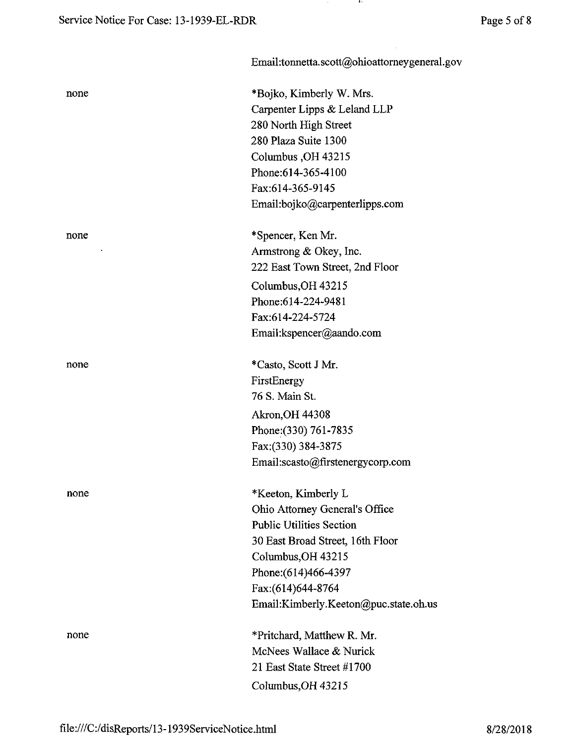Email:tonnetta.scott@ohioattorneygeneral.gov

none

*Bojko, Kimberly W. Mrs.
Carpenter Lipps & Leland LLP
280 North High Street
280 Plaza Suite 1300
Columbus ,OH 43215
Phone:614-365-4100
Fax:614-365-9145
Email:bojko@carpenterlipps.com

none

*Spencer, Ken Mr.
Armstrong & Okey, Inc.
222 East Town Street, 2nd Floor
Columbus,OH 43215
Phone:614-224-9481
Fax:614-224-5724
Email:kspencer@aando.com

none

*Casto, Scott J Mr.
FirstEnergy
76 S. Main St.
Akron,OH 44308
Phone:(330) 761-7835
Fax:(330) 384-3875
Email:scasto@firstenergycorp.com

none

*Keeton, Kimberly L
Ohio Attorney General's Office
Public Utilities Section
30 East Broad Street, 16th Floor
Columbus,OH 43215
Phone:(614)466-4397
Fax:(614)644-8764
Email:Kimberly.Keeton@puc.state.oh.us

none

*Pritchard, Matthew R. Mr.
McNees Wallace & Nurick
21 East State Street #1700
Columbus,OH 43215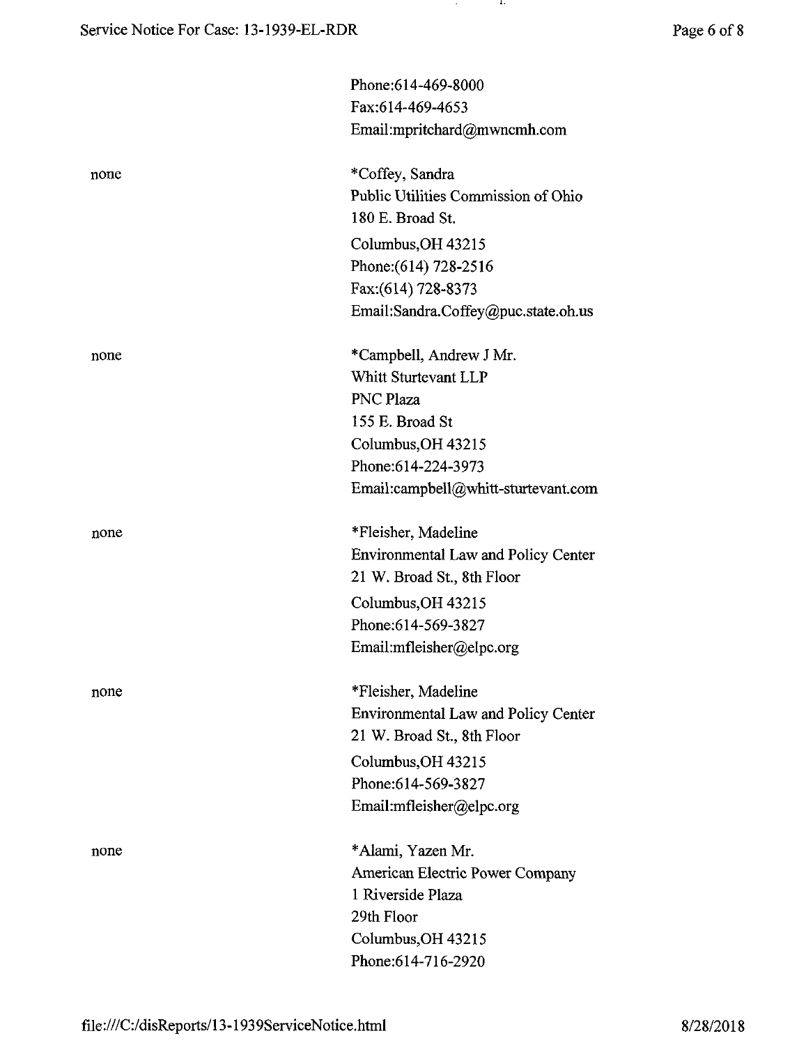Phone:614-469-8000
Fax:614-469-4653
Email:mpritchard@mwncmh.com

| | |
|---|---|
| none | *Coffey, Sandra<br>Public Utilities Commission of Ohio<br>180 E. Broad St.<br>Columbus,OH 43215<br>Phone:(614) 728-2516<br>Fax:(614) 728-8373<br>Email:Sandra.Coffey@puc.state.oh.us |
| none | *Campbell, Andrew J Mr.<br>Whitt Sturtevant LLP<br>PNC Plaza<br>155 E. Broad St<br>Columbus,OH 43215<br>Phone:614-224-3973<br>Email:campbell@whitt-sturtevant.com |
| none | *Fleisher, Madeline<br>Environmental Law and Policy Center<br>21 W. Broad St., 8th Floor<br>Columbus,OH 43215<br>Phone:614-569-3827<br>Email:mfleisher@elpc.org |
| none | *Fleisher, Madeline<br>Environmental Law and Policy Center<br>21 W. Broad St., 8th Floor<br>Columbus,OH 43215<br>Phone:614-569-3827<br>Email:mfleisher@elpc.org |
| none | *Alami, Yazen Mr.<br>American Electric Power Company<br>1 Riverside Plaza<br>29th Floor<br>Columbus,OH 43215<br>Phone:614-716-2920 |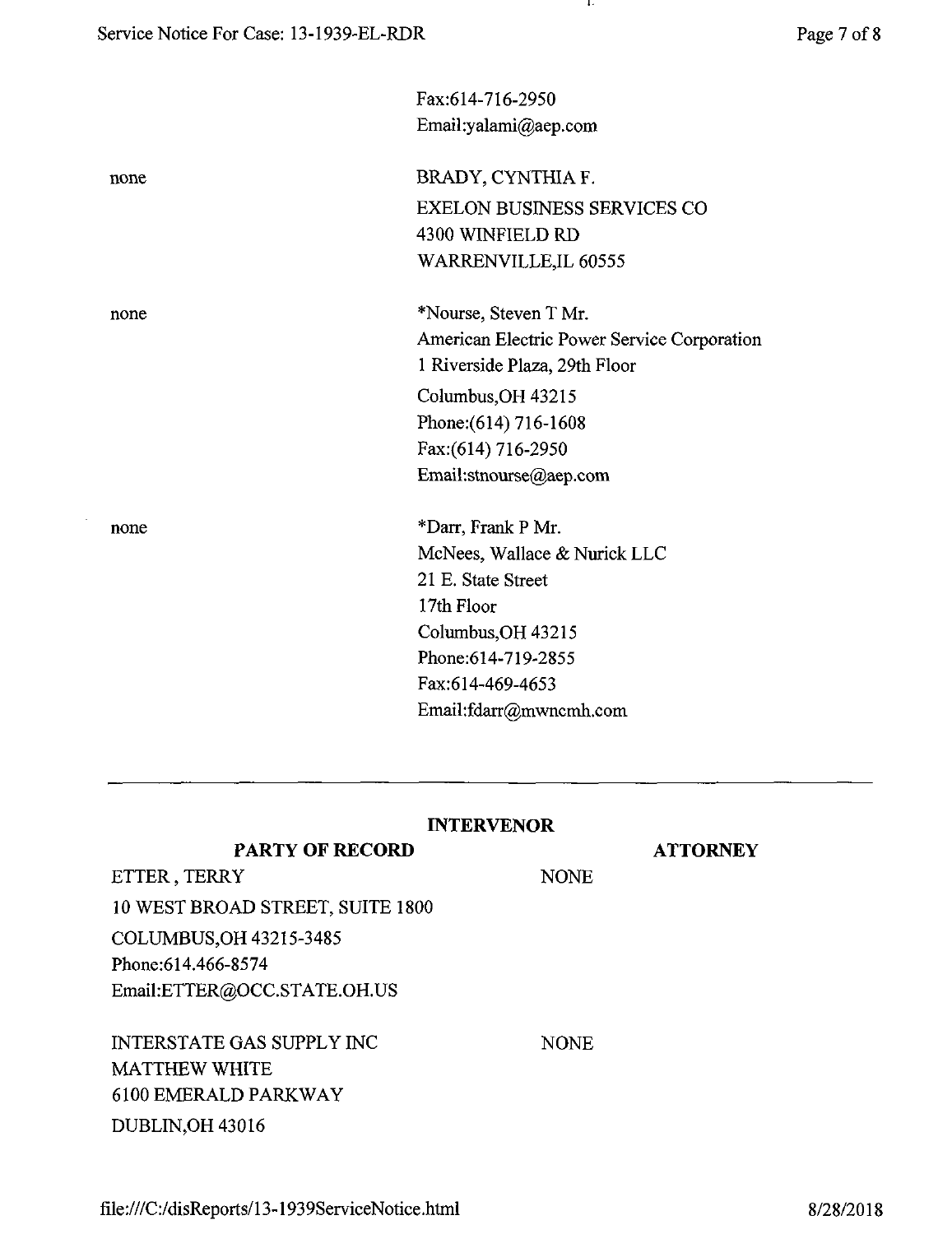| | |
|---|---|
| | Fax:614-716-2950<br>Email:yalami@aep.com |
| none | BRADY, CYNTHIA F.<br>EXELON BUSINESS SERVICES CO<br>4300 WINFIELD RD<br>WARRENVILLE,IL 60555 |
| none | *Nourse, Steven T Mr.<br>American Electric Power Service Corporation<br>1 Riverside Plaza, 29th Floor<br>Columbus,OH 43215<br>Phone:(614) 716-1608<br>Fax:(614) 716-2950<br>Email:stnourse@aep.com |
| none | *Darr, Frank P Mr.<br>McNees, Wallace & Nurick LLC<br>21 E. State Street<br>17th Floor<br>Columbus,OH 43215<br>Phone:614-719-2855<br>Fax:614-469-4653<br>Email:fdarr@mwncmh.com |

---

## INTERVENOR

| PARTY OF RECORD | ATTORNEY |
|---|---|
| ETTER , TERRY<br>10 WEST BROAD STREET, SUITE 1800<br>COLUMBUS,OH 43215-3485<br>Phone:614.466-8574<br>Email:ETTER@OCC.STATE.OH.US | NONE |
| INTERSTATE GAS SUPPLY INC<br>MATTHEW WHITE<br>6100 EMERALD PARKWAY<br>DUBLIN,OH 43016 | NONE |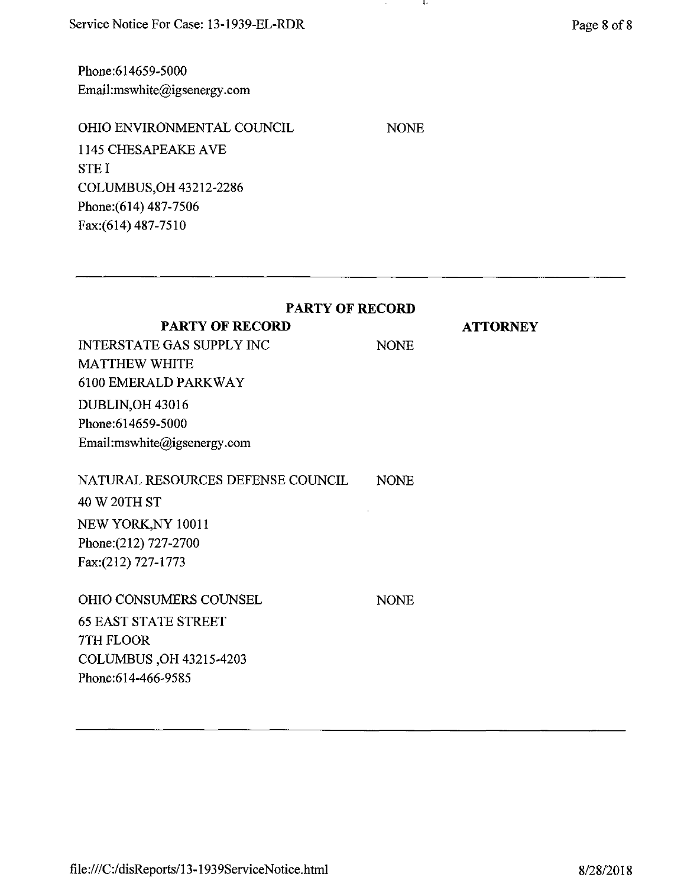Phone:614659-5000
Email:mswhite@igsenergy.com

| | |
|---|---|
| OHIO ENVIRONMENTAL COUNCIL<br>1145 CHESAPEAKE AVE<br>STE I<br>COLUMBUS,OH 43212-2286<br>Phone:(614) 487-7506<br>Fax:(614) 487-7510 | NONE |

---

## PARTY OF RECORD

| PARTY OF RECORD | ATTORNEY |
|---|---|
| INTERSTATE GAS SUPPLY INC<br>MATTHEW WHITE<br>6100 EMERALD PARKWAY<br>DUBLIN,OH 43016<br>Phone:614659-5000<br>Email:mswhite@igsenergy.com | NONE |
| NATURAL RESOURCES DEFENSE COUNCIL<br>40 W 20TH ST<br>NEW YORK,NY 10011<br>Phone:(212) 727-2700<br>Fax:(212) 727-1773 | NONE |
| OHIO CONSUMERS COUNSEL<br>65 EAST STATE STREET<br>7TH FLOOR<br>COLUMBUS ,OH 43215-4203<br>Phone:614-466-9585 | NONE |

---